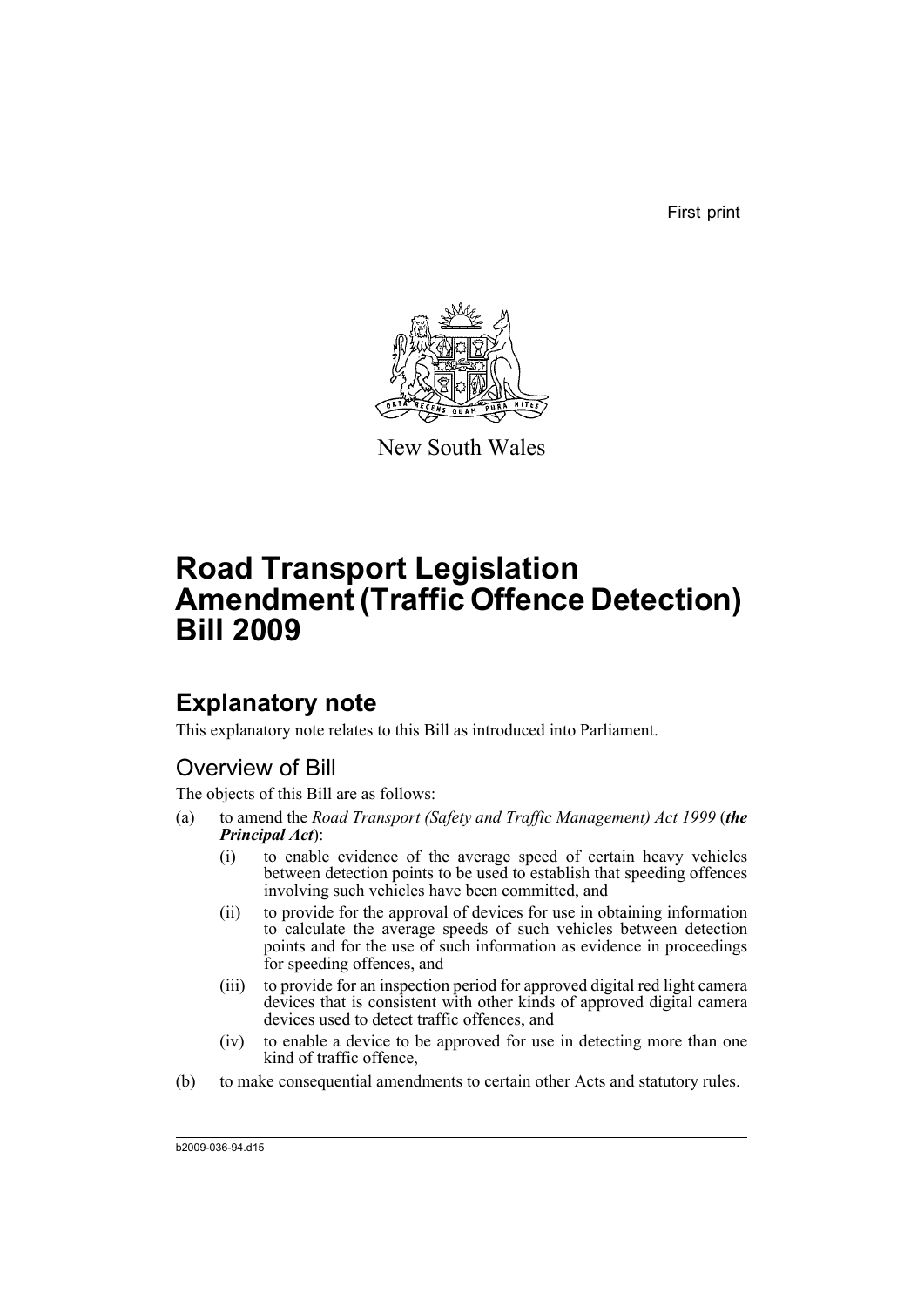First print

New South Wales

# Road Transport Legislation Amendment (Traffic Offence Detection) Bill 2009

## Explanatory note

This explanatory note relates to this Bill as introduced into Parliament.

### Overview of Bill

The objects of this Bill are as follows:

(a) to amend the *Road Transport (Safety and Traffic Management) Act 1999* (***the Principal Act***):

   (i) to enable evidence of the average speed of certain heavy vehicles between detection points to be used to establish that speeding offences involving such vehicles have been committed, and

   (ii) to provide for the approval of devices for use in obtaining information to calculate the average speeds of such vehicles between detection points and for the use of such information as evidence in proceedings for speeding offences, and

   (iii) to provide for an inspection period for approved digital red light camera devices that is consistent with other kinds of approved digital camera devices used to detect traffic offences, and

   (iv) to enable a device to be approved for use in detecting more than one kind of traffic offence,

(b) to make consequential amendments to certain other Acts and statutory rules.

b2009-036-94.d15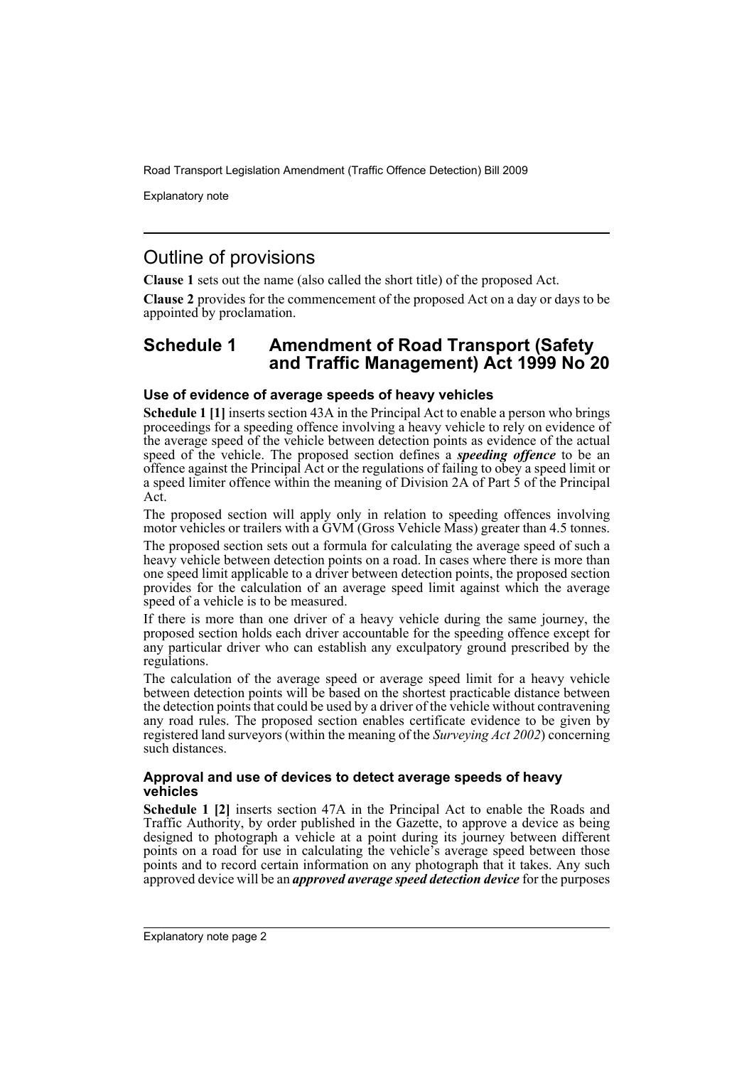## Outline of provisions

**Clause 1** sets out the name (also called the short title) of the proposed Act.

**Clause 2** provides for the commencement of the proposed Act on a day or days to be appointed by proclamation.

## Schedule 1 Amendment of Road Transport (Safety and Traffic Management) Act 1999 No 20

### Use of evidence of average speeds of heavy vehicles

**Schedule 1 [1]** inserts section 43A in the Principal Act to enable a person who brings proceedings for a speeding offence involving a heavy vehicle to rely on evidence of the average speed of the vehicle between detection points as evidence of the actual speed of the vehicle. The proposed section defines a ***speeding offence*** to be an offence against the Principal Act or the regulations of failing to obey a speed limit or a speed limiter offence within the meaning of Division 2A of Part 5 of the Principal Act.

The proposed section will apply only in relation to speeding offences involving motor vehicles or trailers with a GVM (Gross Vehicle Mass) greater than 4.5 tonnes.

The proposed section sets out a formula for calculating the average speed of such a heavy vehicle between detection points on a road. In cases where there is more than one speed limit applicable to a driver between detection points, the proposed section provides for the calculation of an average speed limit against which the average speed of a vehicle is to be measured.

If there is more than one driver of a heavy vehicle during the same journey, the proposed section holds each driver accountable for the speeding offence except for any particular driver who can establish any exculpatory ground prescribed by the regulations.

The calculation of the average speed or average speed limit for a heavy vehicle between detection points will be based on the shortest practicable distance between the detection points that could be used by a driver of the vehicle without contravening any road rules. The proposed section enables certificate evidence to be given by registered land surveyors (within the meaning of the *Surveying Act 2002*) concerning such distances.

### Approval and use of devices to detect average speeds of heavy vehicles

**Schedule 1 [2]** inserts section 47A in the Principal Act to enable the Roads and Traffic Authority, by order published in the Gazette, to approve a device as being designed to photograph a vehicle at a point during its journey between different points on a road for use in calculating the vehicle's average speed between those points and to record certain information on any photograph that it takes. Any such approved device will be an ***approved average speed detection device*** for the purposes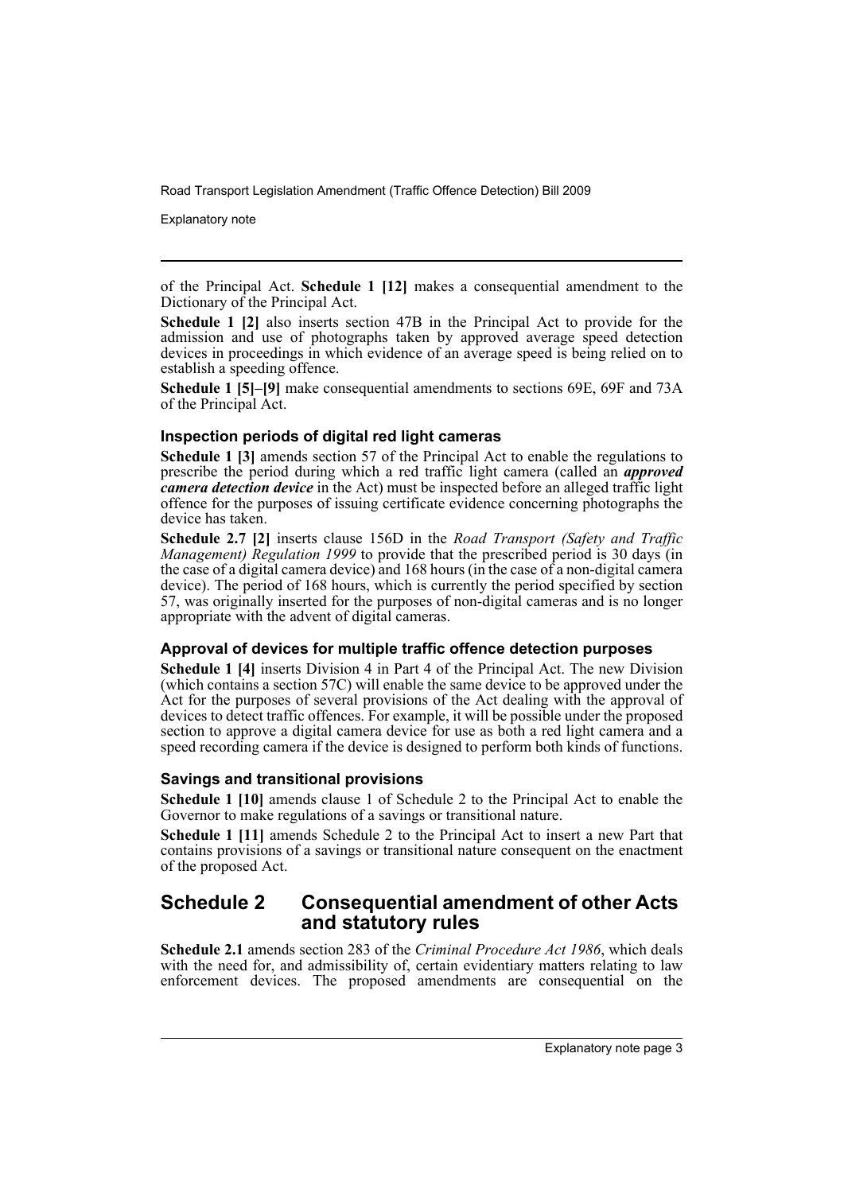of the Principal Act. **Schedule 1 [12]** makes a consequential amendment to the Dictionary of the Principal Act.

**Schedule 1 [2]** also inserts section 47B in the Principal Act to provide for the admission and use of photographs taken by approved average speed detection devices in proceedings in which evidence of an average speed is being relied on to establish a speeding offence.

**Schedule 1 [5]–[9]** make consequential amendments to sections 69E, 69F and 73A of the Principal Act.

### Inspection periods of digital red light cameras

**Schedule 1 [3]** amends section 57 of the Principal Act to enable the regulations to prescribe the period during which a red traffic light camera (called an ***approved camera detection device*** in the Act) must be inspected before an alleged traffic light offence for the purposes of issuing certificate evidence concerning photographs the device has taken.

**Schedule 2.7 [2]** inserts clause 156D in the *Road Transport (Safety and Traffic Management) Regulation 1999* to provide that the prescribed period is 30 days (in the case of a digital camera device) and 168 hours (in the case of a non-digital camera device). The period of 168 hours, which is currently the period specified by section 57, was originally inserted for the purposes of non-digital cameras and is no longer appropriate with the advent of digital cameras.

### Approval of devices for multiple traffic offence detection purposes

**Schedule 1 [4]** inserts Division 4 in Part 4 of the Principal Act. The new Division (which contains a section 57C) will enable the same device to be approved under the Act for the purposes of several provisions of the Act dealing with the approval of devices to detect traffic offences. For example, it will be possible under the proposed section to approve a digital camera device for use as both a red light camera and a speed recording camera if the device is designed to perform both kinds of functions.

### Savings and transitional provisions

**Schedule 1 [10]** amends clause 1 of Schedule 2 to the Principal Act to enable the Governor to make regulations of a savings or transitional nature.

**Schedule 1 [11]** amends Schedule 2 to the Principal Act to insert a new Part that contains provisions of a savings or transitional nature consequent on the enactment of the proposed Act.

## Schedule 2 Consequential amendment of other Acts and statutory rules

**Schedule 2.1** amends section 283 of the *Criminal Procedure Act 1986*, which deals with the need for, and admissibility of, certain evidentiary matters relating to law enforcement devices. The proposed amendments are consequential on the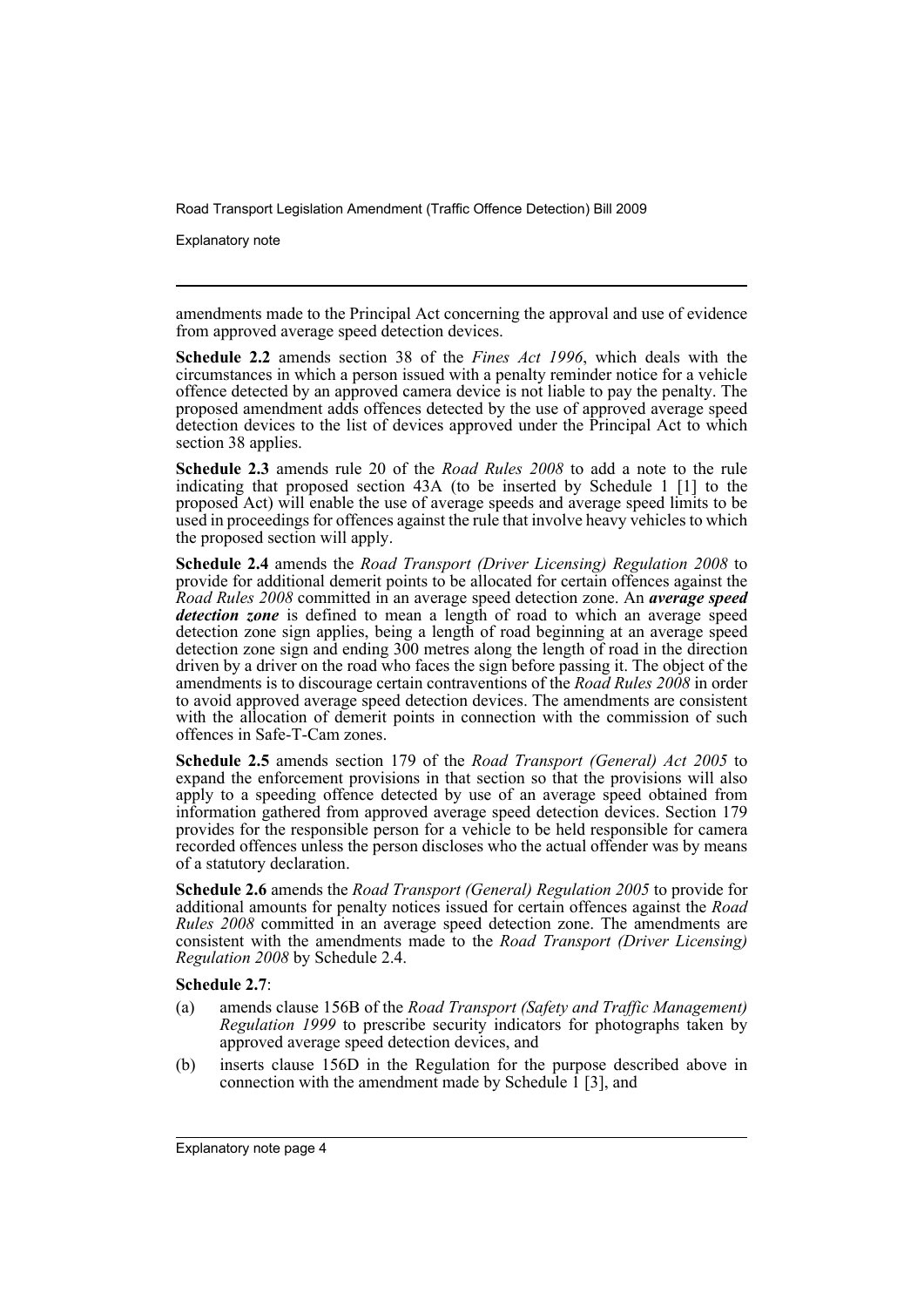amendments made to the Principal Act concerning the approval and use of evidence from approved average speed detection devices.

**Schedule 2.2** amends section 38 of the *Fines Act 1996*, which deals with the circumstances in which a person issued with a penalty reminder notice for a vehicle offence detected by an approved camera device is not liable to pay the penalty. The proposed amendment adds offences detected by the use of approved average speed detection devices to the list of devices approved under the Principal Act to which section 38 applies.

**Schedule 2.3** amends rule 20 of the *Road Rules 2008* to add a note to the rule indicating that proposed section 43A (to be inserted by Schedule 1 [1] to the proposed Act) will enable the use of average speeds and average speed limits to be used in proceedings for offences against the rule that involve heavy vehicles to which the proposed section will apply.

**Schedule 2.4** amends the *Road Transport (Driver Licensing) Regulation 2008* to provide for additional demerit points to be allocated for certain offences against the *Road Rules 2008* committed in an average speed detection zone. An ***average speed detection zone*** is defined to mean a length of road to which an average speed detection zone sign applies, being a length of road beginning at an average speed detection zone sign and ending 300 metres along the length of road in the direction driven by a driver on the road who faces the sign before passing it. The object of the amendments is to discourage certain contraventions of the *Road Rules 2008* in order to avoid approved average speed detection devices. The amendments are consistent with the allocation of demerit points in connection with the commission of such offences in Safe-T-Cam zones.

**Schedule 2.5** amends section 179 of the *Road Transport (General) Act 2005* to expand the enforcement provisions in that section so that the provisions will also apply to a speeding offence detected by use of an average speed obtained from information gathered from approved average speed detection devices. Section 179 provides for the responsible person for a vehicle to be held responsible for camera recorded offences unless the person discloses who the actual offender was by means of a statutory declaration.

**Schedule 2.6** amends the *Road Transport (General) Regulation 2005* to provide for additional amounts for penalty notices issued for certain offences against the *Road Rules 2008* committed in an average speed detection zone. The amendments are consistent with the amendments made to the *Road Transport (Driver Licensing) Regulation 2008* by Schedule 2.4.

**Schedule 2.7**:

(a) amends clause 156B of the *Road Transport (Safety and Traffic Management) Regulation 1999* to prescribe security indicators for photographs taken by approved average speed detection devices, and

(b) inserts clause 156D in the Regulation for the purpose described above in connection with the amendment made by Schedule 1 [3], and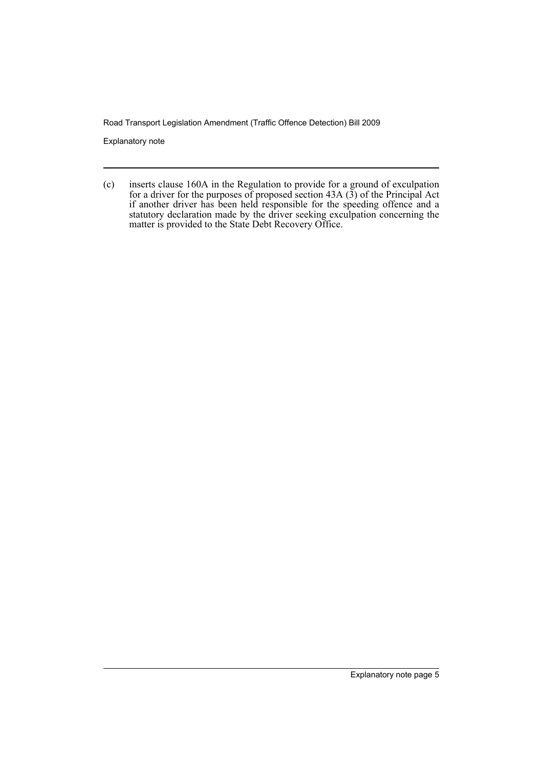(c) inserts clause 160A in the Regulation to provide for a ground of exculpation for a driver for the purposes of proposed section 43A (3) of the Principal Act if another driver has been held responsible for the speeding offence and a statutory declaration made by the driver seeking exculpation concerning the matter is provided to the State Debt Recovery Office.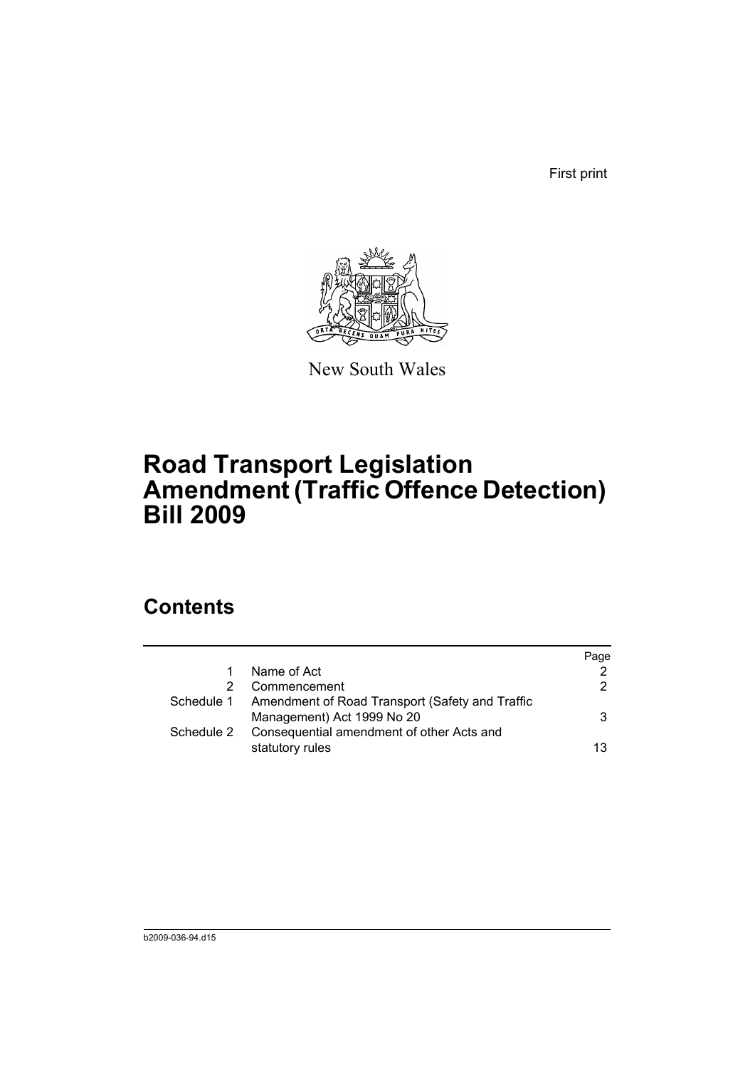First print

New South Wales

# Road Transport Legislation Amendment (Traffic Offence Detection) Bill 2009

## Contents

| | | Page |
|---|---|---|
| 1 | Name of Act | 2 |
| 2 | Commencement | 2 |
| Schedule 1 | Amendment of Road Transport (Safety and Traffic Management) Act 1999 No 20 | 3 |
| Schedule 2 | Consequential amendment of other Acts and statutory rules | 13 |

b2009-036-94.d15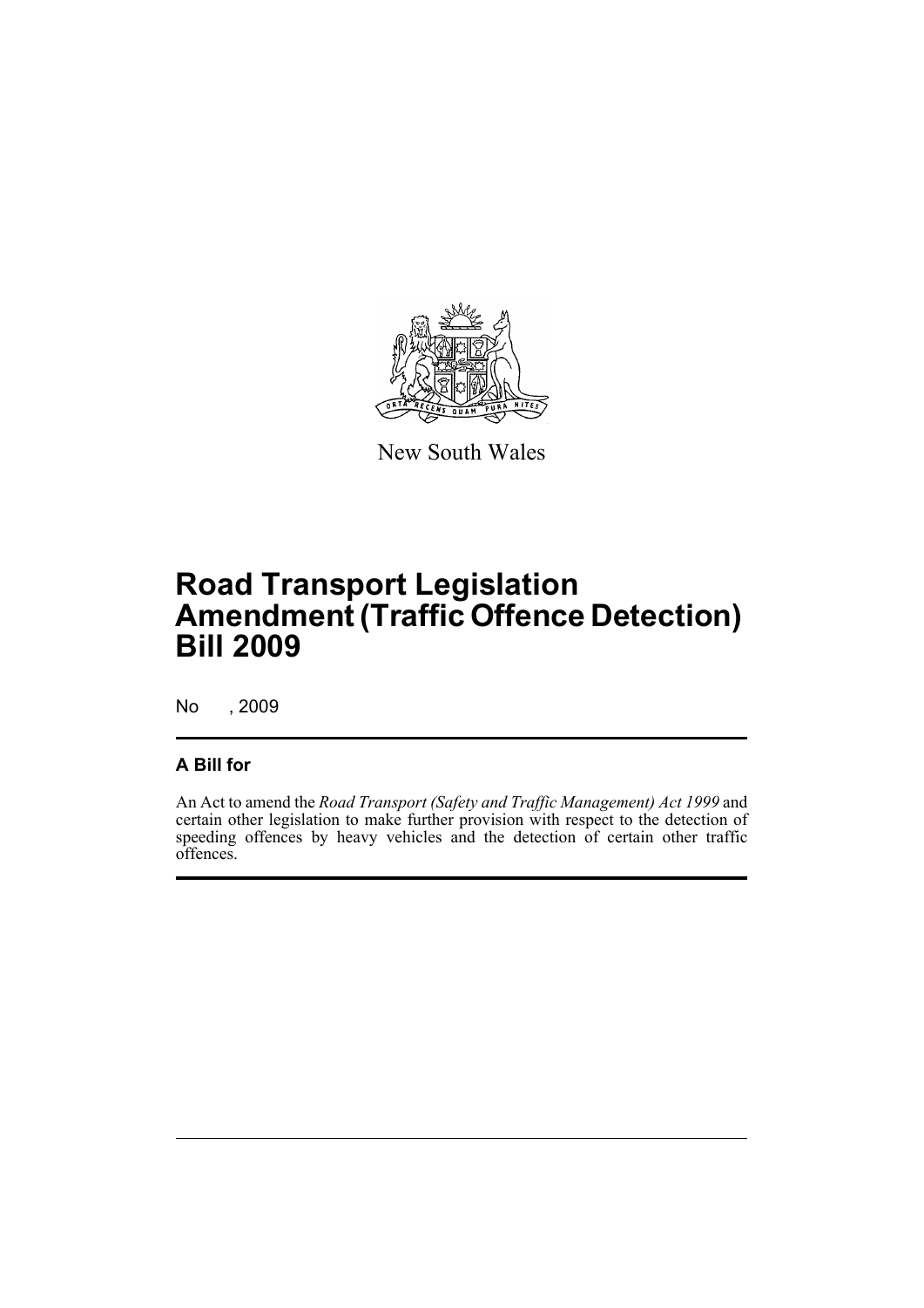New South Wales

# Road Transport Legislation Amendment (Traffic Offence Detection) Bill 2009

No , 2009

## A Bill for

An Act to amend the *Road Transport (Safety and Traffic Management) Act 1999* and certain other legislation to make further provision with respect to the detection of speeding offences by heavy vehicles and the detection of certain other traffic offences.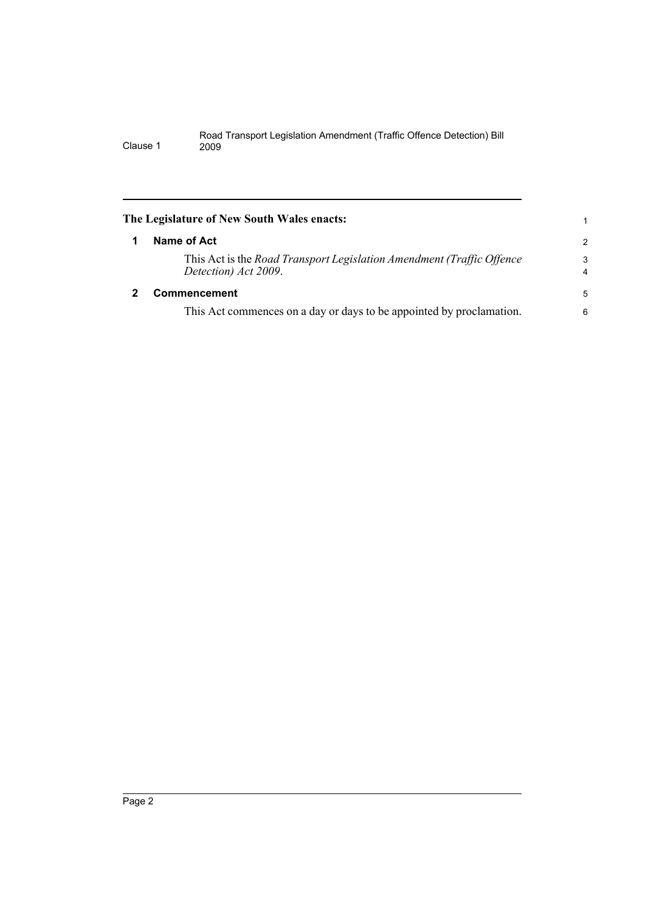**The Legislature of New South Wales enacts:**

## 1 Name of Act

This Act is the *Road Transport Legislation Amendment (Traffic Offence Detection) Act 2009*.

## 2 Commencement

This Act commences on a day or days to be appointed by proclamation.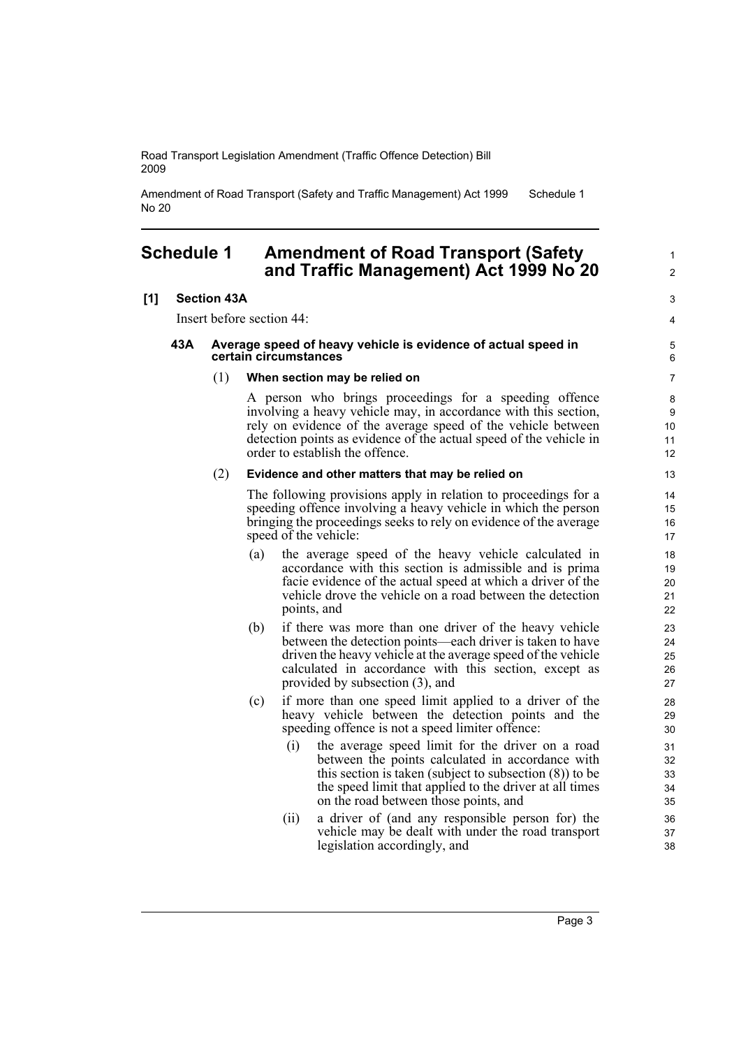# Schedule 1 Amendment of Road Transport (Safety and Traffic Management) Act 1999 No 20

**[1] Section 43A**

Insert before section 44:

### 43A Average speed of heavy vehicle is evidence of actual speed in certain circumstances

(1) **When section may be relied on**

A person who brings proceedings for a speeding offence involving a heavy vehicle may, in accordance with this section, rely on evidence of the average speed of the vehicle between detection points as evidence of the actual speed of the vehicle in order to establish the offence.

(2) **Evidence and other matters that may be relied on**

The following provisions apply in relation to proceedings for a speeding offence involving a heavy vehicle in which the person bringing the proceedings seeks to rely on evidence of the average speed of the vehicle:

(a) the average speed of the heavy vehicle calculated in accordance with this section is admissible and is prima facie evidence of the actual speed at which a driver of the vehicle drove the vehicle on a road between the detection points, and

(b) if there was more than one driver of the heavy vehicle between the detection points—each driver is taken to have driven the heavy vehicle at the average speed of the vehicle calculated in accordance with this section, except as provided by subsection (3), and

(c) if more than one speed limit applied to a driver of the heavy vehicle between the detection points and the speeding offence is not a speed limiter offence:

(i) the average speed limit for the driver on a road between the points calculated in accordance with this section is taken (subject to subsection (8)) to be the speed limit that applied to the driver at all times on the road between those points, and

(ii) a driver of (and any responsible person for) the vehicle may be dealt with under the road transport legislation accordingly, and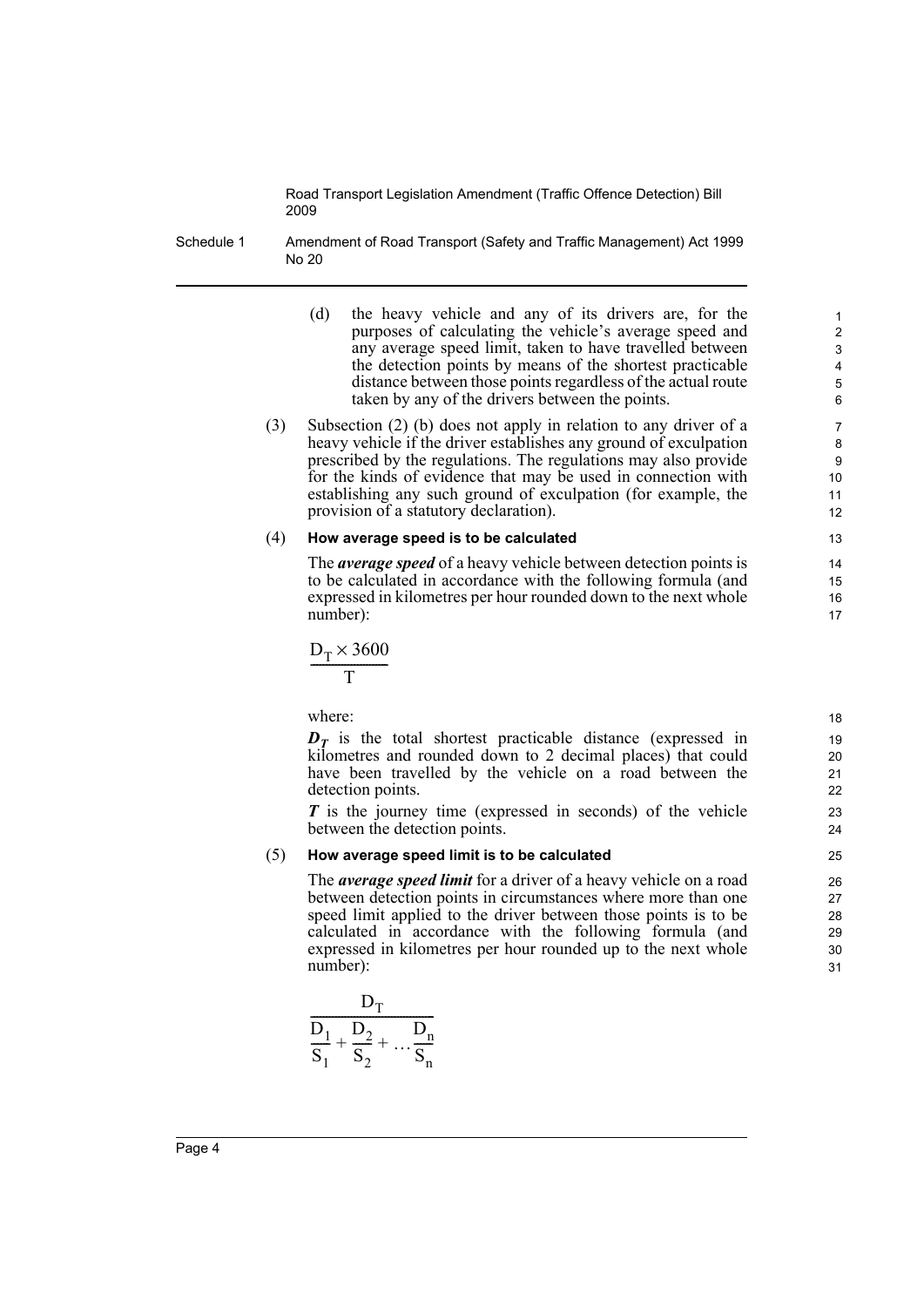(d) the heavy vehicle and any of its drivers are, for the purposes of calculating the vehicle's average speed and any average speed limit, taken to have travelled between the detection points by means of the shortest practicable distance between those points regardless of the actual route taken by any of the drivers between the points.

(3) Subsection (2) (b) does not apply in relation to any driver of a heavy vehicle if the driver establishes any ground of exculpation prescribed by the regulations. The regulations may also provide for the kinds of evidence that may be used in connection with establishing any such ground of exculpation (for example, the provision of a statutory declaration).

(4) **How average speed is to be calculated**

The ***average speed*** of a heavy vehicle between detection points is to be calculated in accordance with the following formula (and expressed in kilometres per hour rounded down to the next whole number):

$$\frac{D_T \times 3600}{T}$$

where:

$\boldsymbol{D_T}$ is the total shortest practicable distance (expressed in kilometres and rounded down to 2 decimal places) that could have been travelled by the vehicle on a road between the detection points.

$\boldsymbol{T}$ is the journey time (expressed in seconds) of the vehicle between the detection points.

(5) **How average speed limit is to be calculated**

The ***average speed limit*** for a driver of a heavy vehicle on a road between detection points in circumstances where more than one speed limit applied to the driver between those points is to be calculated in accordance with the following formula (and expressed in kilometres per hour rounded up to the next whole number):

$$\frac{D_T}{\frac{D_1}{S_1} + \frac{D_2}{S_2} + \ldots \frac{D_n}{S_n}}$$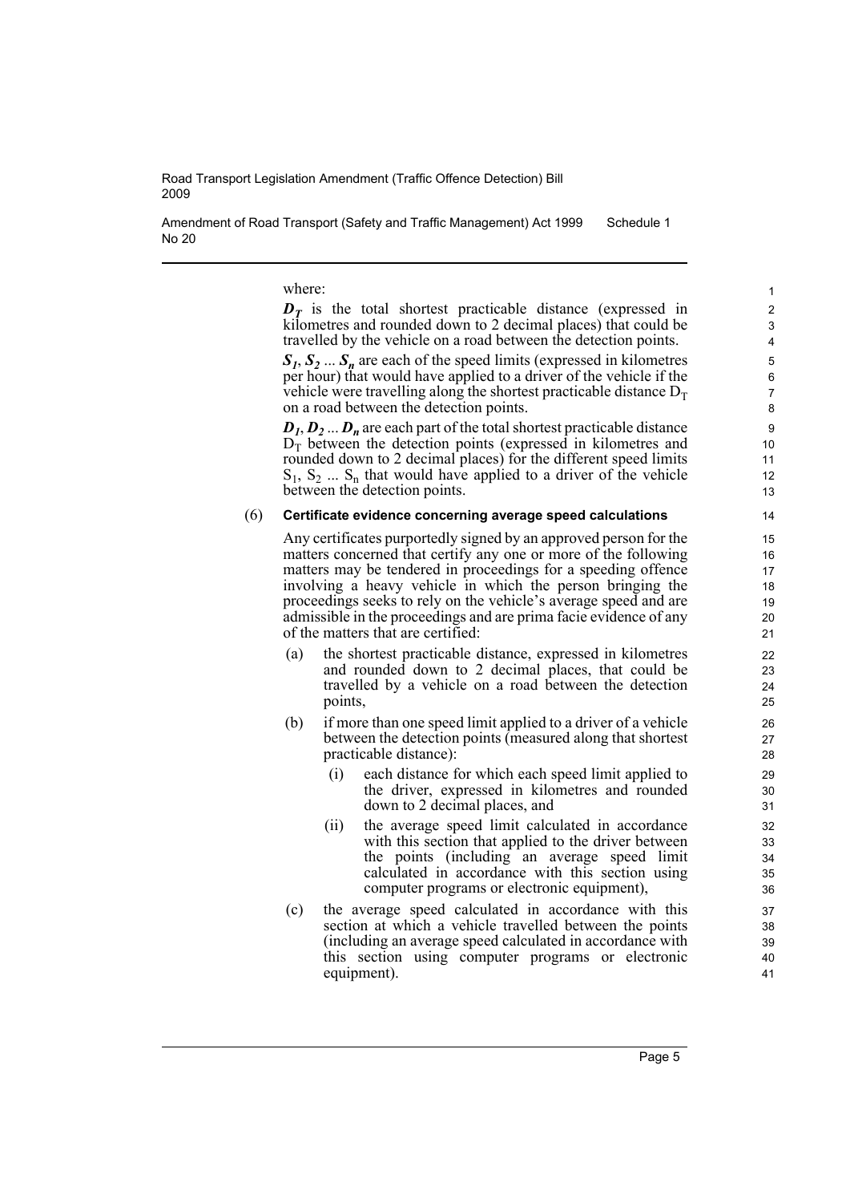where:

$\boldsymbol{D_T}$ is the total shortest practicable distance (expressed in kilometres and rounded down to 2 decimal places) that could be travelled by the vehicle on a road between the detection points.

$\boldsymbol{S_1, S_2 \ldots S_n}$ are each of the speed limits (expressed in kilometres per hour) that would have applied to a driver of the vehicle if the vehicle were travelling along the shortest practicable distance $D_T$ on a road between the detection points.

$\boldsymbol{D_1, D_2 \ldots D_n}$ are each part of the total shortest practicable distance $D_T$ between the detection points (expressed in kilometres and rounded down to 2 decimal places) for the different speed limits $S_1$, $S_2$ ... $S_n$ that would have applied to a driver of the vehicle between the detection points.

(6) **Certificate evidence concerning average speed calculations**

Any certificates purportedly signed by an approved person for the matters concerned that certify any one or more of the following matters may be tendered in proceedings for a speeding offence involving a heavy vehicle in which the person bringing the proceedings seeks to rely on the vehicle's average speed and are admissible in the proceedings and are prima facie evidence of any of the matters that are certified:

(a) the shortest practicable distance, expressed in kilometres and rounded down to 2 decimal places, that could be travelled by a vehicle on a road between the detection points,

(b) if more than one speed limit applied to a driver of a vehicle between the detection points (measured along that shortest practicable distance):

(i) each distance for which each speed limit applied to the driver, expressed in kilometres and rounded down to 2 decimal places, and

(ii) the average speed limit calculated in accordance with this section that applied to the driver between the points (including an average speed limit calculated in accordance with this section using computer programs or electronic equipment),

(c) the average speed calculated in accordance with this section at which a vehicle travelled between the points (including an average speed calculated in accordance with this section using computer programs or electronic equipment).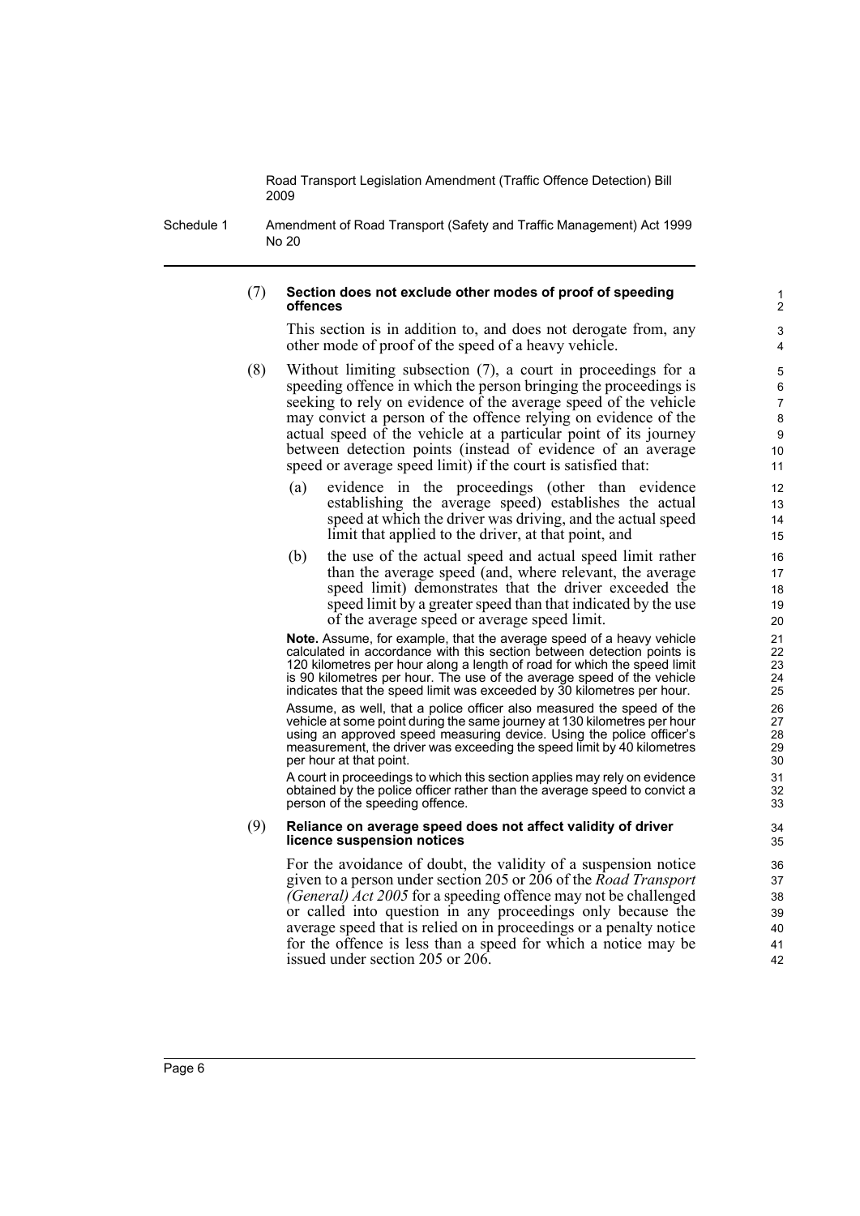(7) **Section does not exclude other modes of proof of speeding offences**

This section is in addition to, and does not derogate from, any other mode of proof of the speed of a heavy vehicle.

(8) Without limiting subsection (7), a court in proceedings for a speeding offence in which the person bringing the proceedings is seeking to rely on evidence of the average speed of the vehicle may convict a person of the offence relying on evidence of the actual speed of the vehicle at a particular point of its journey between detection points (instead of evidence of an average speed or average speed limit) if the court is satisfied that:

(a) evidence in the proceedings (other than evidence establishing the average speed) establishes the actual speed at which the driver was driving, and the actual speed limit that applied to the driver, at that point, and

(b) the use of the actual speed and actual speed limit rather than the average speed (and, where relevant, the average speed limit) demonstrates that the driver exceeded the speed limit by a greater speed than that indicated by the use of the average speed or average speed limit.

**Note.** Assume, for example, that the average speed of a heavy vehicle calculated in accordance with this section between detection points is 120 kilometres per hour along a length of road for which the speed limit is 90 kilometres per hour. The use of the average speed of the vehicle indicates that the speed limit was exceeded by 30 kilometres per hour.

Assume, as well, that a police officer also measured the speed of the vehicle at some point during the same journey at 130 kilometres per hour using an approved speed measuring device. Using the police officer's measurement, the driver was exceeding the speed limit by 40 kilometres per hour at that point.

A court in proceedings to which this section applies may rely on evidence obtained by the police officer rather than the average speed to convict a person of the speeding offence.

(9) **Reliance on average speed does not affect validity of driver licence suspension notices**

For the avoidance of doubt, the validity of a suspension notice given to a person under section 205 or 206 of the *Road Transport (General) Act 2005* for a speeding offence may not be challenged or called into question in any proceedings only because the average speed that is relied on in proceedings or a penalty notice for the offence is less than a speed for which a notice may be issued under section 205 or 206.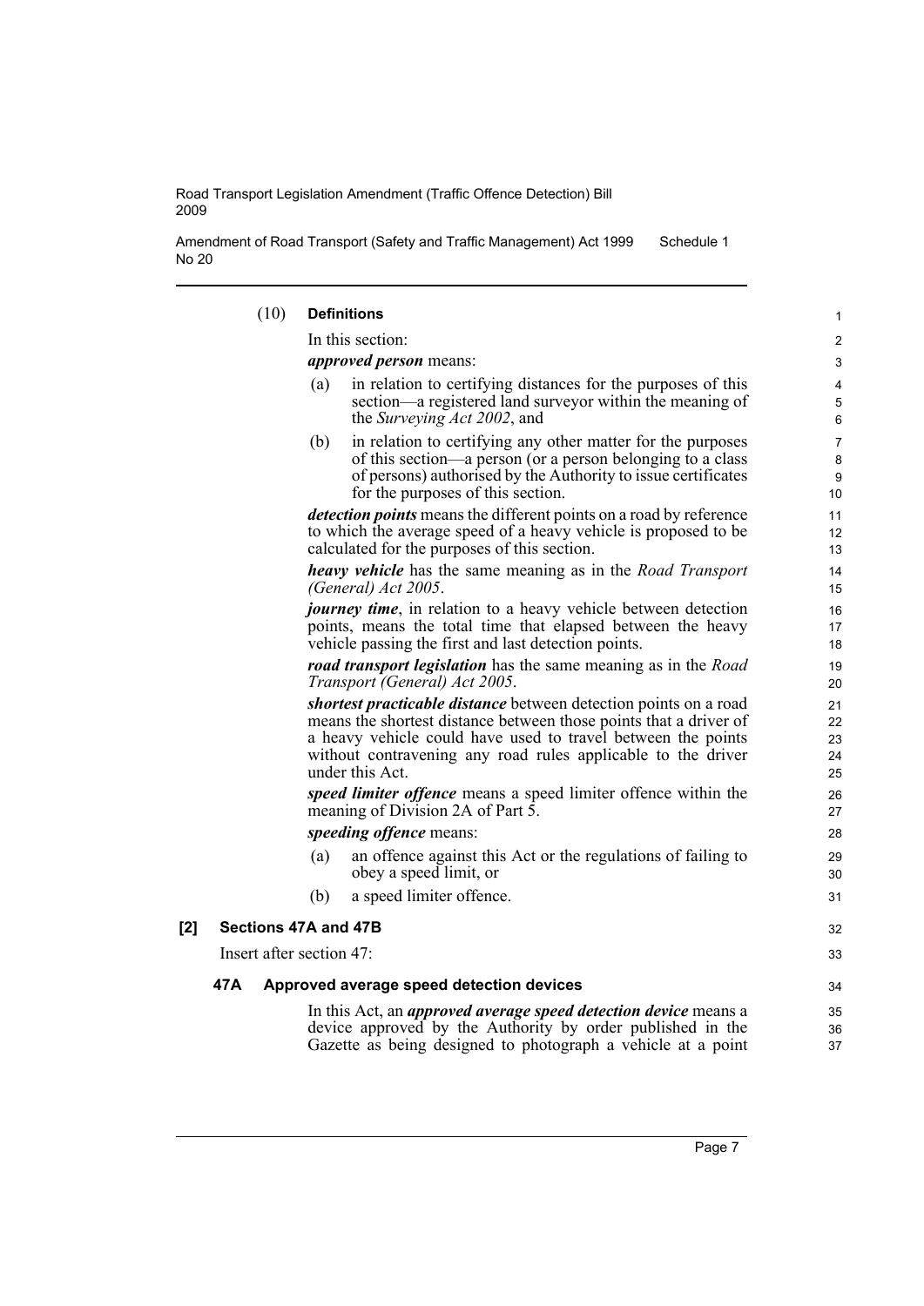(10) **Definitions**

In this section:

***approved person*** means:

(a) in relation to certifying distances for the purposes of this section—a registered land surveyor within the meaning of the *Surveying Act 2002*, and

(b) in relation to certifying any other matter for the purposes of this section—a person (or a person belonging to a class of persons) authorised by the Authority to issue certificates for the purposes of this section.

***detection points*** means the different points on a road by reference to which the average speed of a heavy vehicle is proposed to be calculated for the purposes of this section.

***heavy vehicle*** has the same meaning as in the *Road Transport (General) Act 2005*.

***journey time***, in relation to a heavy vehicle between detection points, means the total time that elapsed between the heavy vehicle passing the first and last detection points.

***road transport legislation*** has the same meaning as in the *Road Transport (General) Act 2005*.

***shortest practicable distance*** between detection points on a road means the shortest distance between those points that a driver of a heavy vehicle could have used to travel between the points without contravening any road rules applicable to the driver under this Act.

***speed limiter offence*** means a speed limiter offence within the meaning of Division 2A of Part 5.

***speeding offence*** means:

(a) an offence against this Act or the regulations of failing to obey a speed limit, or

(b) a speed limiter offence.

**[2] Sections 47A and 47B**

Insert after section 47:

**47A Approved average speed detection devices**

In this Act, an ***approved average speed detection device*** means a device approved by the Authority by order published in the Gazette as being designed to photograph a vehicle at a point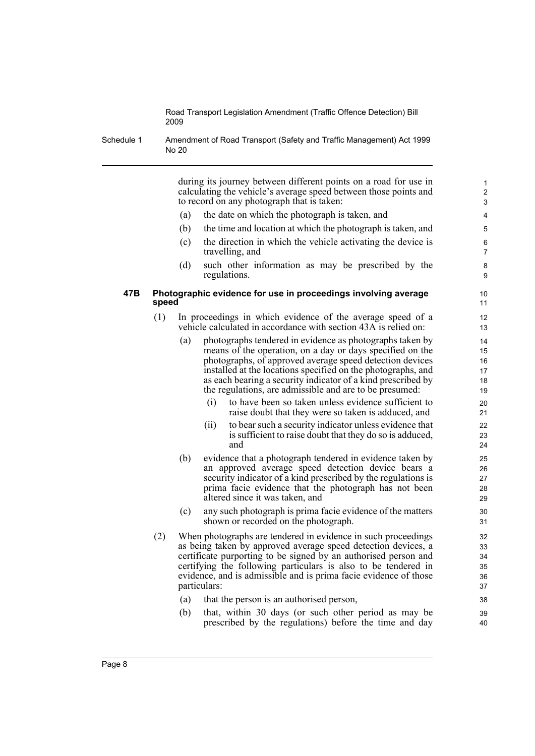during its journey between different points on a road for use in calculating the vehicle's average speed between those points and to record on any photograph that is taken:

(a) the date on which the photograph is taken, and

(b) the time and location at which the photograph is taken, and

(c) the direction in which the vehicle activating the device is travelling, and

(d) such other information as may be prescribed by the regulations.

**47B Photographic evidence for use in proceedings involving average speed**

(1) In proceedings in which evidence of the average speed of a vehicle calculated in accordance with section 43A is relied on:

(a) photographs tendered in evidence as photographs taken by means of the operation, on a day or days specified on the photographs, of approved average speed detection devices installed at the locations specified on the photographs, and as each bearing a security indicator of a kind prescribed by the regulations, are admissible and are to be presumed:

(i) to have been so taken unless evidence sufficient to raise doubt that they were so taken is adduced, and

(ii) to bear such a security indicator unless evidence that is sufficient to raise doubt that they do so is adduced, and

(b) evidence that a photograph tendered in evidence taken by an approved average speed detection device bears a security indicator of a kind prescribed by the regulations is prima facie evidence that the photograph has not been altered since it was taken, and

(c) any such photograph is prima facie evidence of the matters shown or recorded on the photograph.

(2) When photographs are tendered in evidence in such proceedings as being taken by approved average speed detection devices, a certificate purporting to be signed by an authorised person and certifying the following particulars is also to be tendered in evidence, and is admissible and is prima facie evidence of those particulars:

(a) that the person is an authorised person,

(b) that, within 30 days (or such other period as may be prescribed by the regulations) before the time and day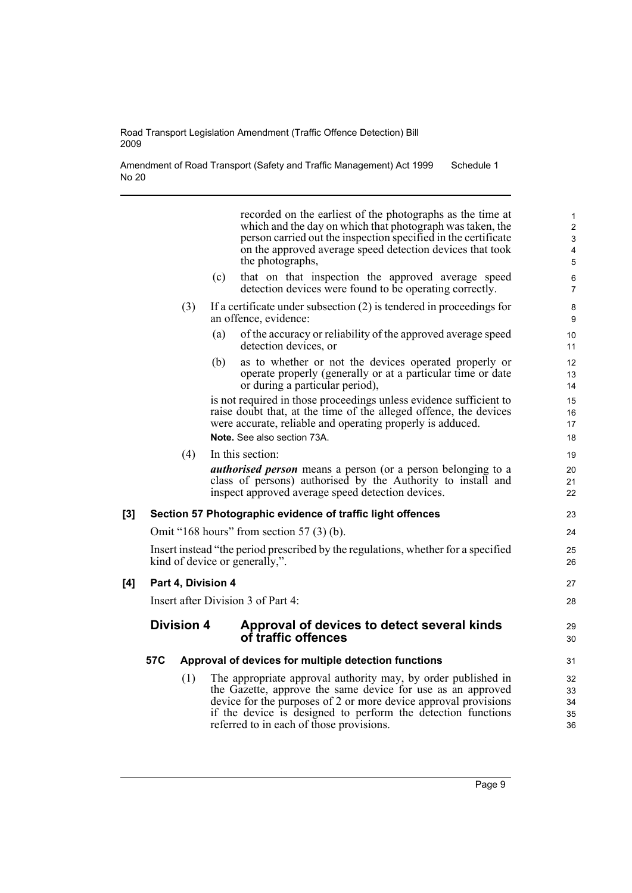recorded on the earliest of the photographs as the time at which and the day on which that photograph was taken, the person carried out the inspection specified in the certificate on the approved average speed detection devices that took the photographs,

(c) that on that inspection the approved average speed detection devices were found to be operating correctly.

(3) If a certificate under subsection (2) is tendered in proceedings for an offence, evidence:

(a) of the accuracy or reliability of the approved average speed detection devices, or

(b) as to whether or not the devices operated properly or operate properly (generally or at a particular time or date or during a particular period),

is not required in those proceedings unless evidence sufficient to raise doubt that, at the time of the alleged offence, the devices were accurate, reliable and operating properly is adduced.

**Note.** See also section 73A.

(4) In this section:

***authorised person*** means a person (or a person belonging to a class of persons) authorised by the Authority to install and inspect approved average speed detection devices.

### [3] Section 57 Photographic evidence of traffic light offences

Omit "168 hours" from section 57 (3) (b).

Insert instead "the period prescribed by the regulations, whether for a specified kind of device or generally,".

### [4] Part 4, Division 4

Insert after Division 3 of Part 4:

## Division 4 Approval of devices to detect several kinds of traffic offences

### 57C Approval of devices for multiple detection functions

(1) The appropriate approval authority may, by order published in the Gazette, approve the same device for use as an approved device for the purposes of 2 or more device approval provisions if the device is designed to perform the detection functions referred to in each of those provisions.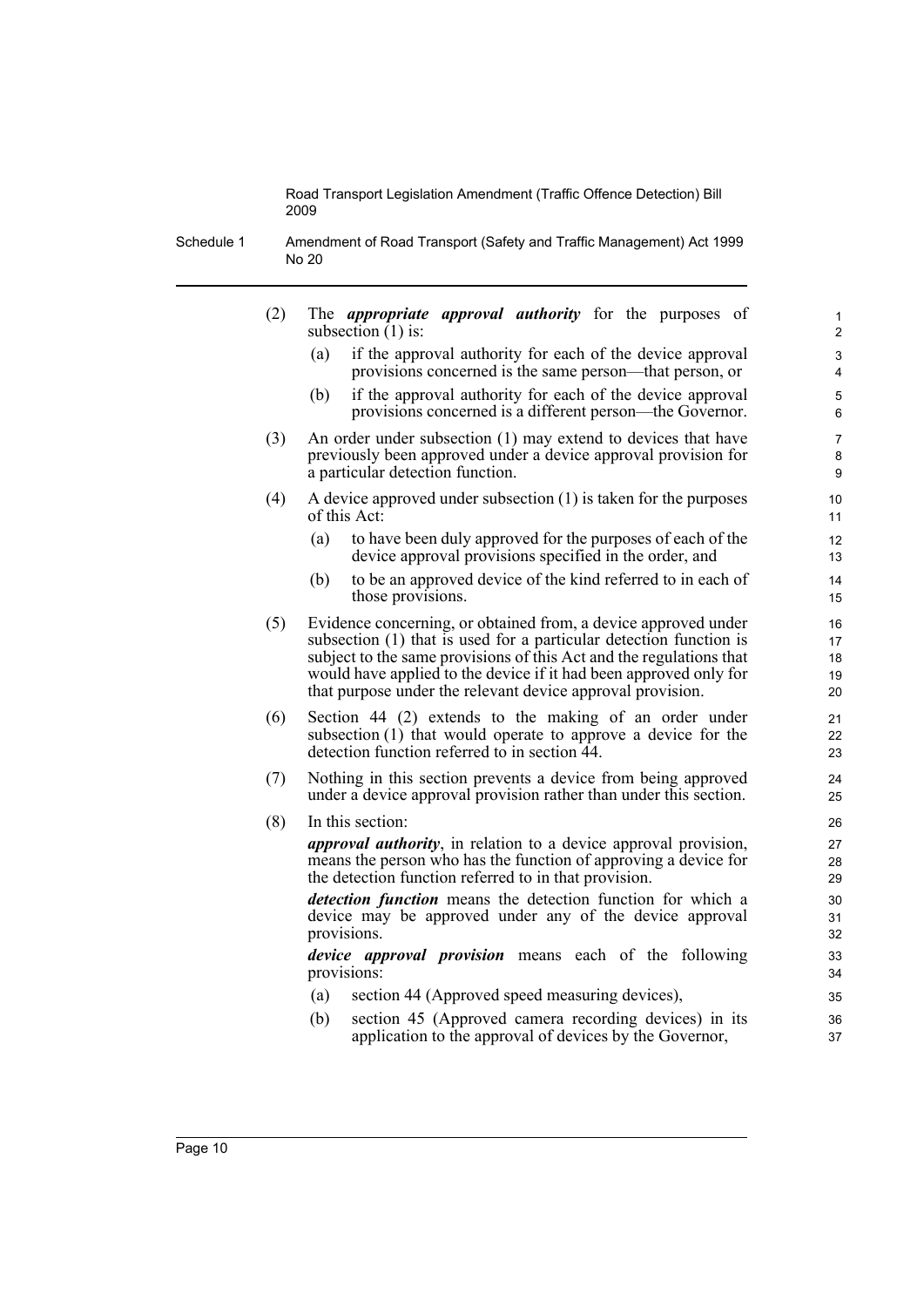(2) The ***appropriate approval authority*** for the purposes of subsection (1) is:

  (a) if the approval authority for each of the device approval provisions concerned is the same person—that person, or

  (b) if the approval authority for each of the device approval provisions concerned is a different person—the Governor.

(3) An order under subsection (1) may extend to devices that have previously been approved under a device approval provision for a particular detection function.

(4) A device approved under subsection (1) is taken for the purposes of this Act:

  (a) to have been duly approved for the purposes of each of the device approval provisions specified in the order, and

  (b) to be an approved device of the kind referred to in each of those provisions.

(5) Evidence concerning, or obtained from, a device approved under subsection (1) that is used for a particular detection function is subject to the same provisions of this Act and the regulations that would have applied to the device if it had been approved only for that purpose under the relevant device approval provision.

(6) Section 44 (2) extends to the making of an order under subsection (1) that would operate to approve a device for the detection function referred to in section 44.

(7) Nothing in this section prevents a device from being approved under a device approval provision rather than under this section.

(8) In this section:

***approval authority***, in relation to a device approval provision, means the person who has the function of approving a device for the detection function referred to in that provision.

***detection function*** means the detection function for which a device may be approved under any of the device approval provisions.

***device approval provision*** means each of the following provisions:

  (a) section 44 (Approved speed measuring devices),

  (b) section 45 (Approved camera recording devices) in its application to the approval of devices by the Governor,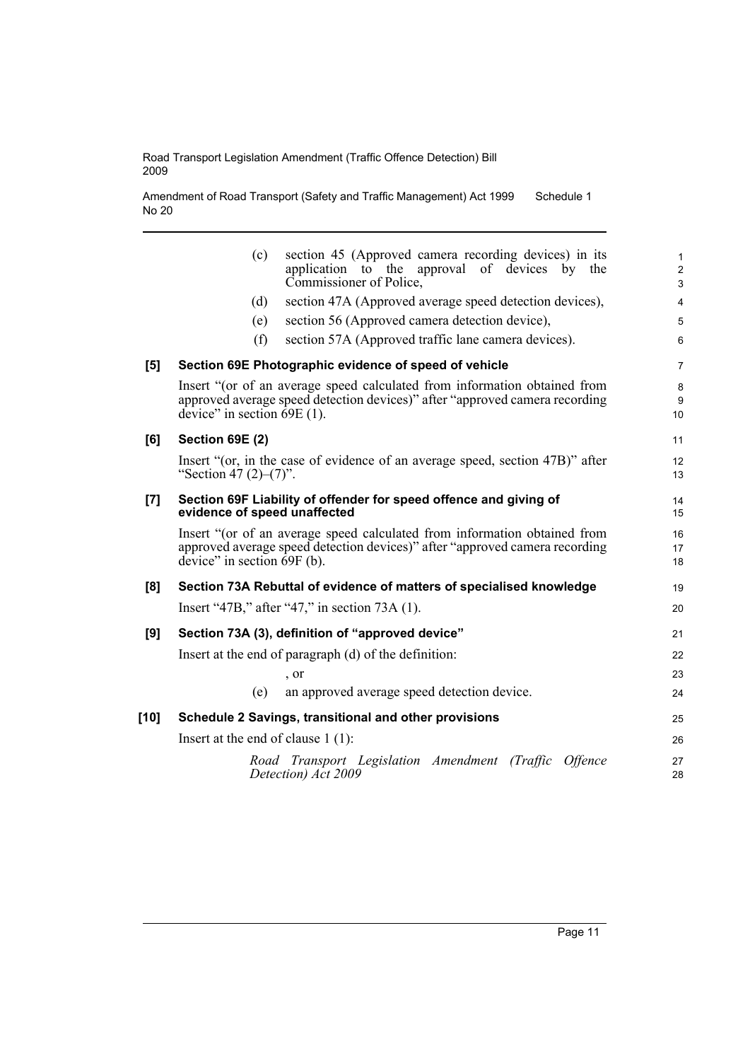(c) section 45 (Approved camera recording devices) in its application to the approval of devices by the Commissioner of Police,

(d) section 47A (Approved average speed detection devices),

(e) section 56 (Approved camera detection device),

(f) section 57A (Approved traffic lane camera devices).

**[5] Section 69E Photographic evidence of speed of vehicle**

Insert "(or of an average speed calculated from information obtained from approved average speed detection devices)" after "approved camera recording device" in section 69E (1).

**[6] Section 69E (2)**

Insert "(or, in the case of evidence of an average speed, section 47B)" after "Section 47 (2)–(7)".

**[7] Section 69F Liability of offender for speed offence and giving of evidence of speed unaffected**

Insert "(or of an average speed calculated from information obtained from approved average speed detection devices)" after "approved camera recording device" in section 69F (b).

**[8] Section 73A Rebuttal of evidence of matters of specialised knowledge**

Insert "47B," after "47," in section 73A (1).

**[9] Section 73A (3), definition of "approved device"**

Insert at the end of paragraph (d) of the definition:

, or

(e) an approved average speed detection device.

**[10] Schedule 2 Savings, transitional and other provisions**

Insert at the end of clause 1 (1):

*Road Transport Legislation Amendment (Traffic Offence Detection) Act 2009*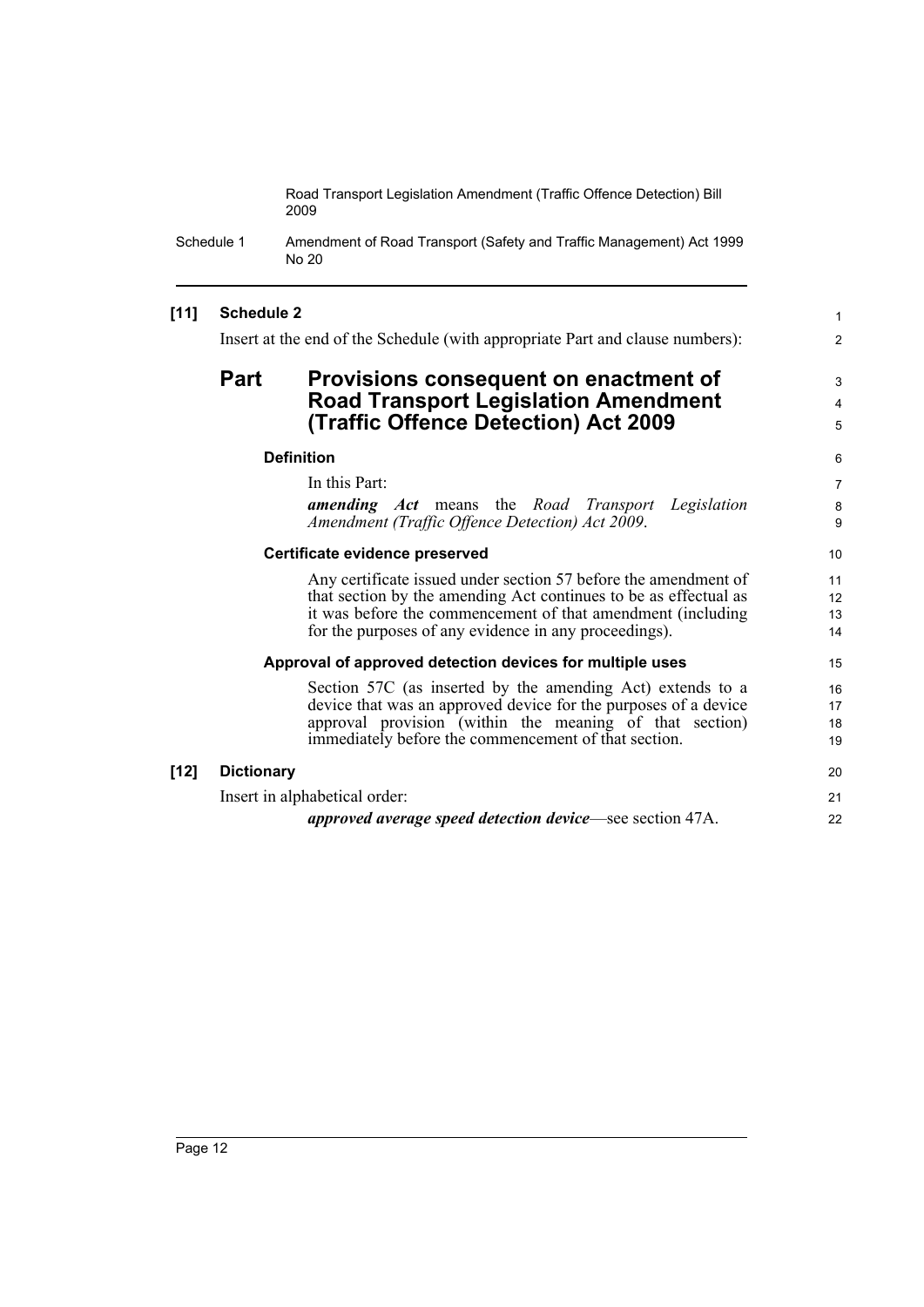**[11] Schedule 2**

Insert at the end of the Schedule (with appropriate Part and clause numbers):

## Part Provisions consequent on enactment of Road Transport Legislation Amendment (Traffic Offence Detection) Act 2009

#### Definition

In this Part:

***amending Act*** means the *Road Transport Legislation Amendment (Traffic Offence Detection) Act 2009*.

#### Certificate evidence preserved

Any certificate issued under section 57 before the amendment of that section by the amending Act continues to be as effectual as it was before the commencement of that amendment (including for the purposes of any evidence in any proceedings).

#### Approval of approved detection devices for multiple uses

Section 57C (as inserted by the amending Act) extends to a device that was an approved device for the purposes of a device approval provision (within the meaning of that section) immediately before the commencement of that section.

**[12] Dictionary**

Insert in alphabetical order:

***approved average speed detection device***—see section 47A.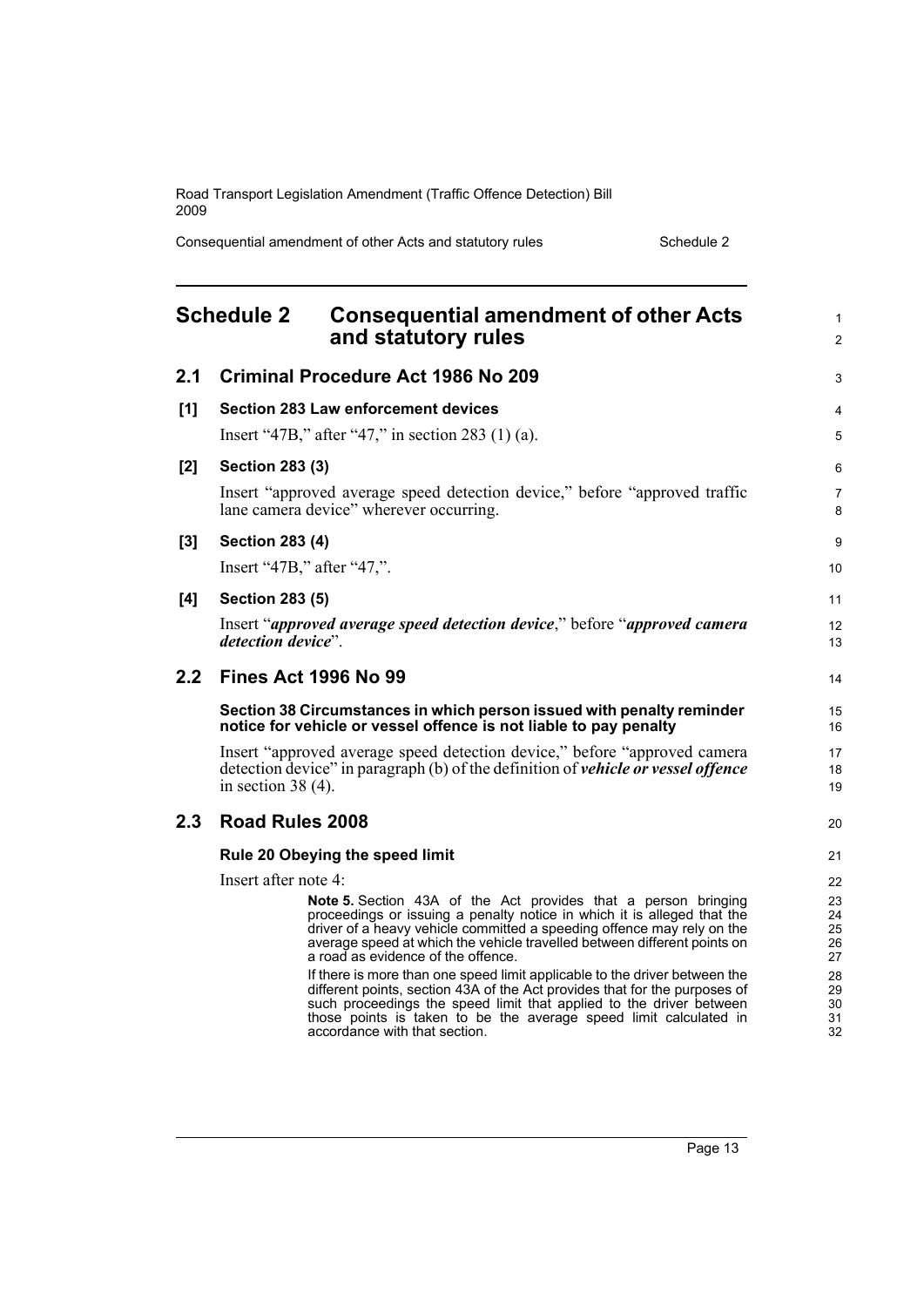## Schedule 2 Consequential amendment of other Acts and statutory rules

### 2.1 Criminal Procedure Act 1986 No 209

**[1] Section 283 Law enforcement devices**

Insert "47B," after "47," in section 283 (1) (a).

**[2] Section 283 (3)**

Insert "approved average speed detection device," before "approved traffic lane camera device" wherever occurring.

**[3] Section 283 (4)**

Insert "47B," after "47,".

**[4] Section 283 (5)**

Insert "***approved average speed detection device***," before "***approved camera detection device***".

### 2.2 Fines Act 1996 No 99

**Section 38 Circumstances in which person issued with penalty reminder notice for vehicle or vessel offence is not liable to pay penalty**

Insert "approved average speed detection device," before "approved camera detection device" in paragraph (b) of the definition of ***vehicle or vessel offence*** in section 38 (4).

### 2.3 Road Rules 2008

**Rule 20 Obeying the speed limit**

Insert after note 4:

> **Note 5.** Section 43A of the Act provides that a person bringing proceedings or issuing a penalty notice in which it is alleged that the driver of a heavy vehicle committed a speeding offence may rely on the average speed at which the vehicle travelled between different points on a road as evidence of the offence.
>
> If there is more than one speed limit applicable to the driver between the different points, section 43A of the Act provides that for the purposes of such proceedings the speed limit that applied to the driver between those points is taken to be the average speed limit calculated in accordance with that section.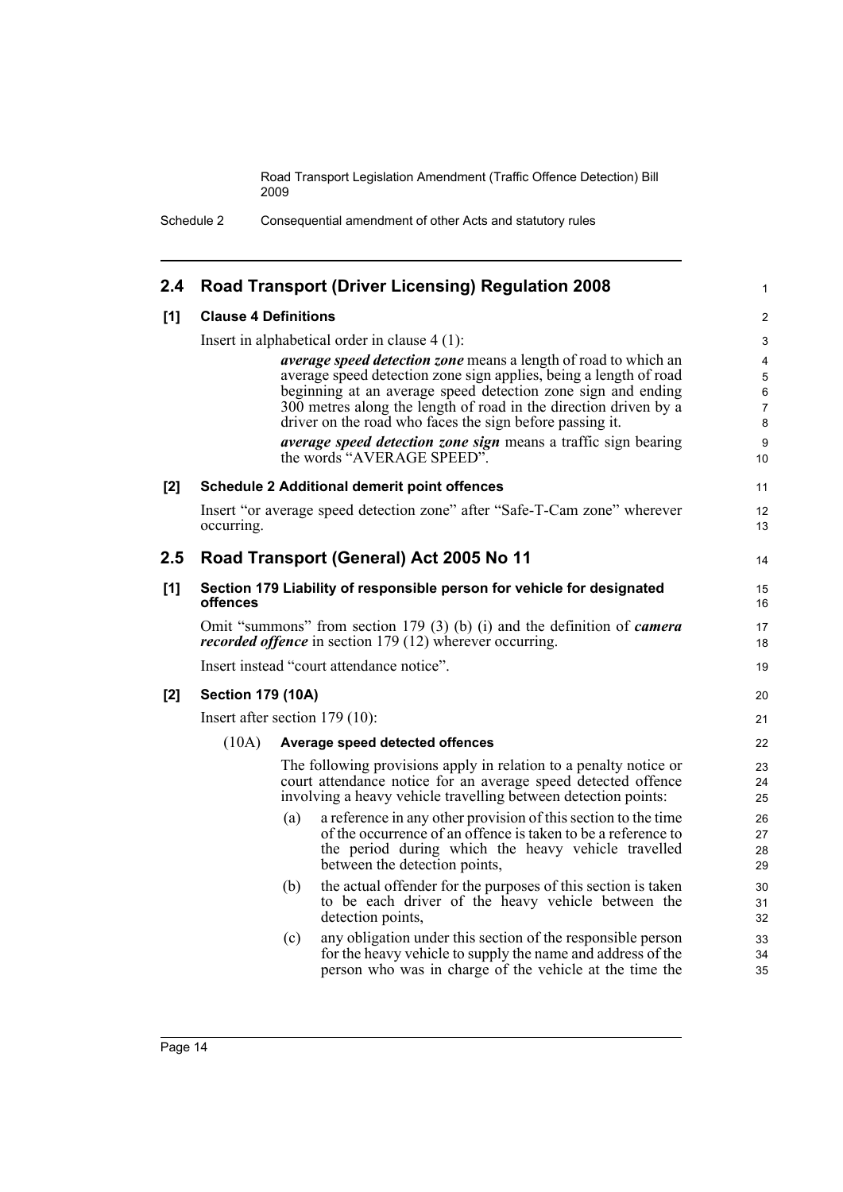## 2.4 Road Transport (Driver Licensing) Regulation 2008

### [1] Clause 4 Definitions

Insert in alphabetical order in clause 4 (1):

> ***average speed detection zone*** means a length of road to which an average speed detection zone sign applies, being a length of road beginning at an average speed detection zone sign and ending 300 metres along the length of road in the direction driven by a driver on the road who faces the sign before passing it.
>
> ***average speed detection zone sign*** means a traffic sign bearing the words "AVERAGE SPEED".

### [2] Schedule 2 Additional demerit point offences

Insert "or average speed detection zone" after "Safe-T-Cam zone" wherever occurring.

## 2.5 Road Transport (General) Act 2005 No 11

### [1] Section 179 Liability of responsible person for vehicle for designated offences

Omit "summons" from section 179 (3) (b) (i) and the definition of ***camera recorded offence*** in section 179 (12) wherever occurring.

Insert instead "court attendance notice".

### [2] Section 179 (10A)

Insert after section 179 (10):

**(10A) Average speed detected offences**

The following provisions apply in relation to a penalty notice or court attendance notice for an average speed detected offence involving a heavy vehicle travelling between detection points:

(a) a reference in any other provision of this section to the time of the occurrence of an offence is taken to be a reference to the period during which the heavy vehicle travelled between the detection points,

(b) the actual offender for the purposes of this section is taken to be each driver of the heavy vehicle between the detection points,

(c) any obligation under this section of the responsible person for the heavy vehicle to supply the name and address of the person who was in charge of the vehicle at the time the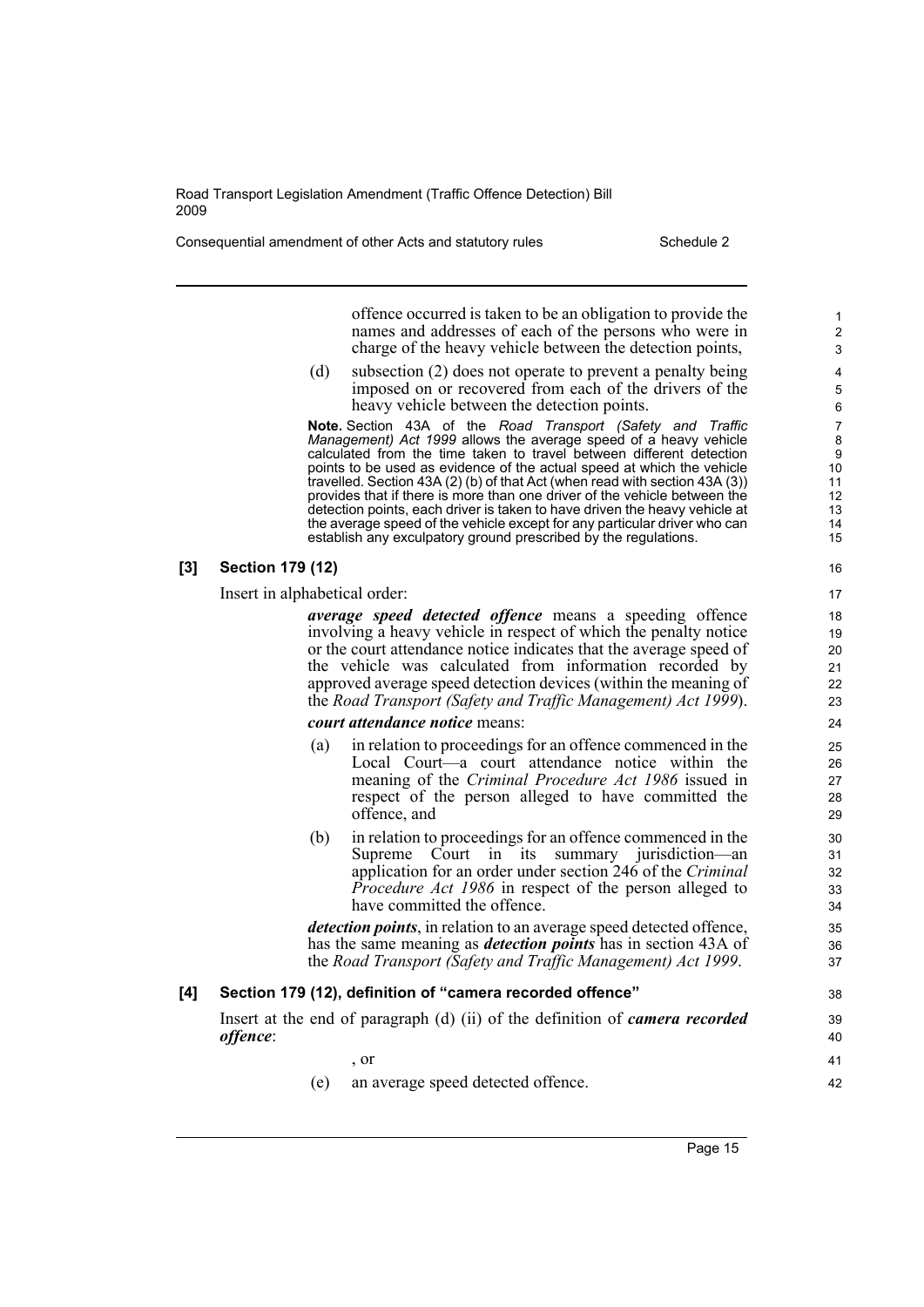offence occurred is taken to be an obligation to provide the names and addresses of each of the persons who were in charge of the heavy vehicle between the detection points,

(d) subsection (2) does not operate to prevent a penalty being imposed on or recovered from each of the drivers of the heavy vehicle between the detection points.

**Note.** Section 43A of the *Road Transport (Safety and Traffic Management) Act 1999* allows the average speed of a heavy vehicle calculated from the time taken to travel between different detection points to be used as evidence of the actual speed at which the vehicle travelled. Section 43A (2) (b) of that Act (when read with section 43A (3)) provides that if there is more than one driver of the vehicle between the detection points, each driver is taken to have driven the heavy vehicle at the average speed of the vehicle except for any particular driver who can establish any exculpatory ground prescribed by the regulations.

### [3] Section 179 (12)

Insert in alphabetical order:

***average speed detected offence*** means a speeding offence involving a heavy vehicle in respect of which the penalty notice or the court attendance notice indicates that the average speed of the vehicle was calculated from information recorded by approved average speed detection devices (within the meaning of the *Road Transport (Safety and Traffic Management) Act 1999*).

***court attendance notice*** means:

(a) in relation to proceedings for an offence commenced in the Local Court—a court attendance notice within the meaning of the *Criminal Procedure Act 1986* issued in respect of the person alleged to have committed the offence, and

(b) in relation to proceedings for an offence commenced in the Supreme Court in its summary jurisdiction—an application for an order under section 246 of the *Criminal Procedure Act 1986* in respect of the person alleged to have committed the offence.

***detection points***, in relation to an average speed detected offence, has the same meaning as ***detection points*** has in section 43A of the *Road Transport (Safety and Traffic Management) Act 1999*.

### [4] Section 179 (12), definition of "camera recorded offence"

Insert at the end of paragraph (d) (ii) of the definition of ***camera recorded offence***:

, or

(e) an average speed detected offence.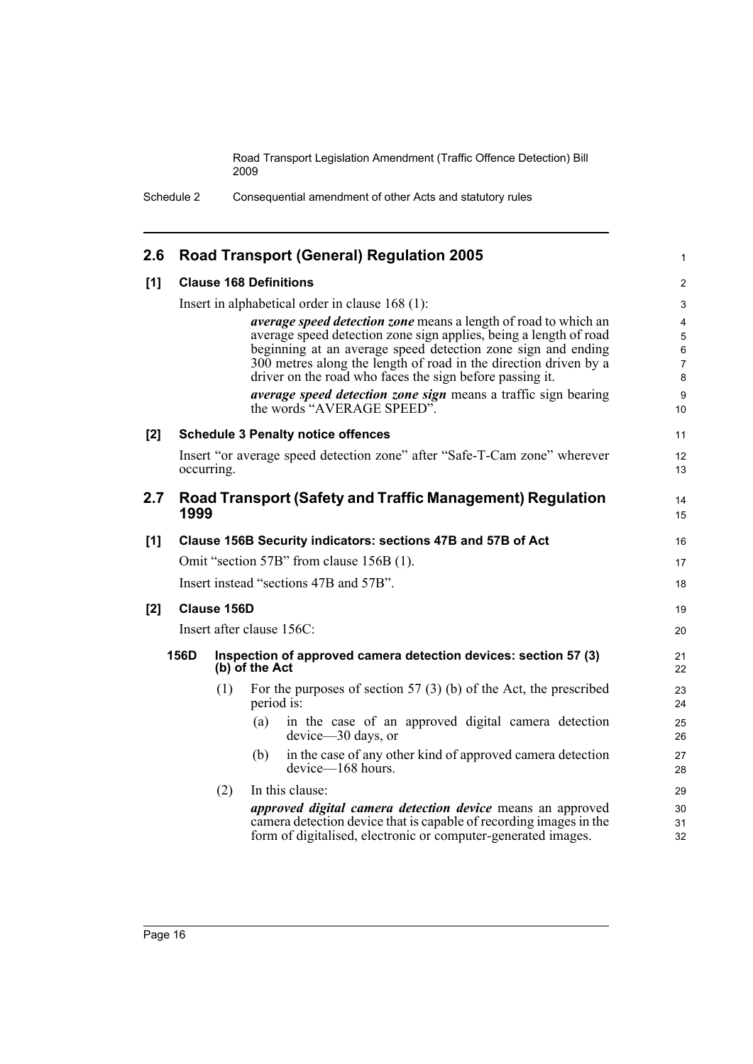## 2.6 Road Transport (General) Regulation 2005

### [1] Clause 168 Definitions

Insert in alphabetical order in clause 168 (1):

> ***average speed detection zone*** means a length of road to which an average speed detection zone sign applies, being a length of road beginning at an average speed detection zone sign and ending 300 metres along the length of road in the direction driven by a driver on the road who faces the sign before passing it.
>
> ***average speed detection zone sign*** means a traffic sign bearing the words "AVERAGE SPEED".

### [2] Schedule 3 Penalty notice offences

Insert "or average speed detection zone" after "Safe-T-Cam zone" wherever occurring.

## 2.7 Road Transport (Safety and Traffic Management) Regulation 1999

### [1] Clause 156B Security indicators: sections 47B and 57B of Act

Omit "section 57B" from clause 156B (1).

Insert instead "sections 47B and 57B".

### [2] Clause 156D

Insert after clause 156C:

**156D Inspection of approved camera detection devices: section 57 (3) (b) of the Act**

(1) For the purposes of section 57 (3) (b) of the Act, the prescribed period is:

- (a) in the case of an approved digital camera detection device—30 days, or
- (b) in the case of any other kind of approved camera detection device—168 hours.

(2) In this clause:

***approved digital camera detection device*** means an approved camera detection device that is capable of recording images in the form of digitalised, electronic or computer-generated images.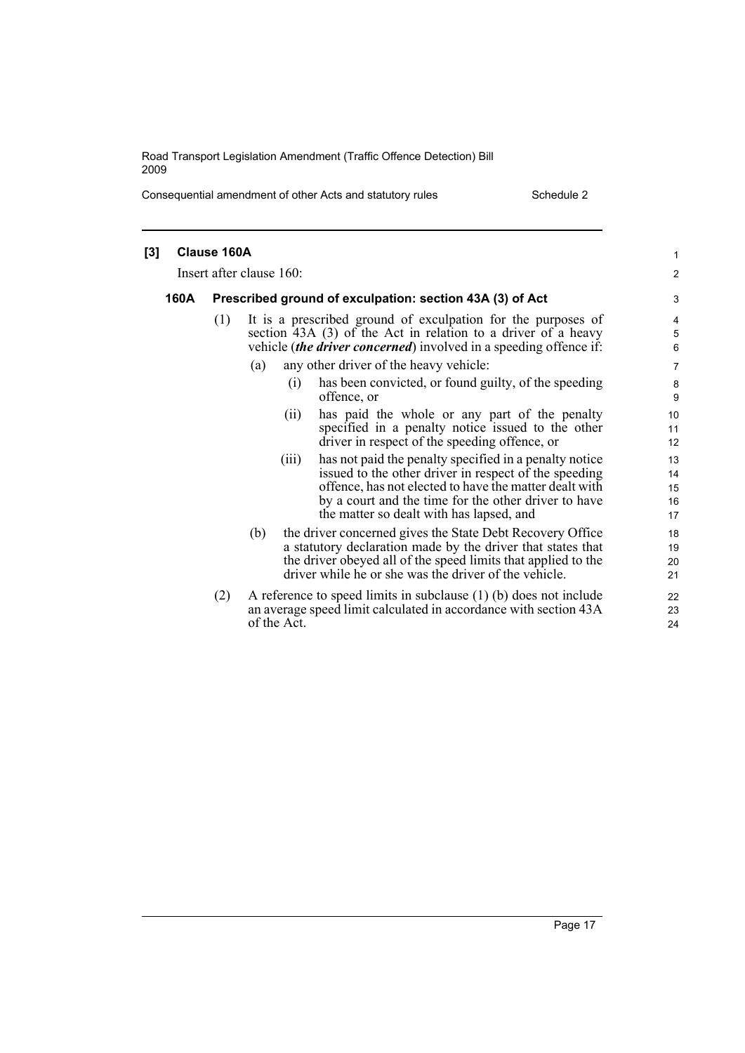**[3] Clause 160A**

Insert after clause 160:

**160A Prescribed ground of exculpation: section 43A (3) of Act**

(1) It is a prescribed ground of exculpation for the purposes of section 43A (3) of the Act in relation to a driver of a heavy vehicle (***the driver concerned***) involved in a speeding offence if:

(a) any other driver of the heavy vehicle:

(i) has been convicted, or found guilty, of the speeding offence, or

(ii) has paid the whole or any part of the penalty specified in a penalty notice issued to the other driver in respect of the speeding offence, or

(iii) has not paid the penalty specified in a penalty notice issued to the other driver in respect of the speeding offence, has not elected to have the matter dealt with by a court and the time for the other driver to have the matter so dealt with has lapsed, and

(b) the driver concerned gives the State Debt Recovery Office a statutory declaration made by the driver that states that the driver obeyed all of the speed limits that applied to the driver while he or she was the driver of the vehicle.

(2) A reference to speed limits in subclause (1) (b) does not include an average speed limit calculated in accordance with section 43A of the Act.